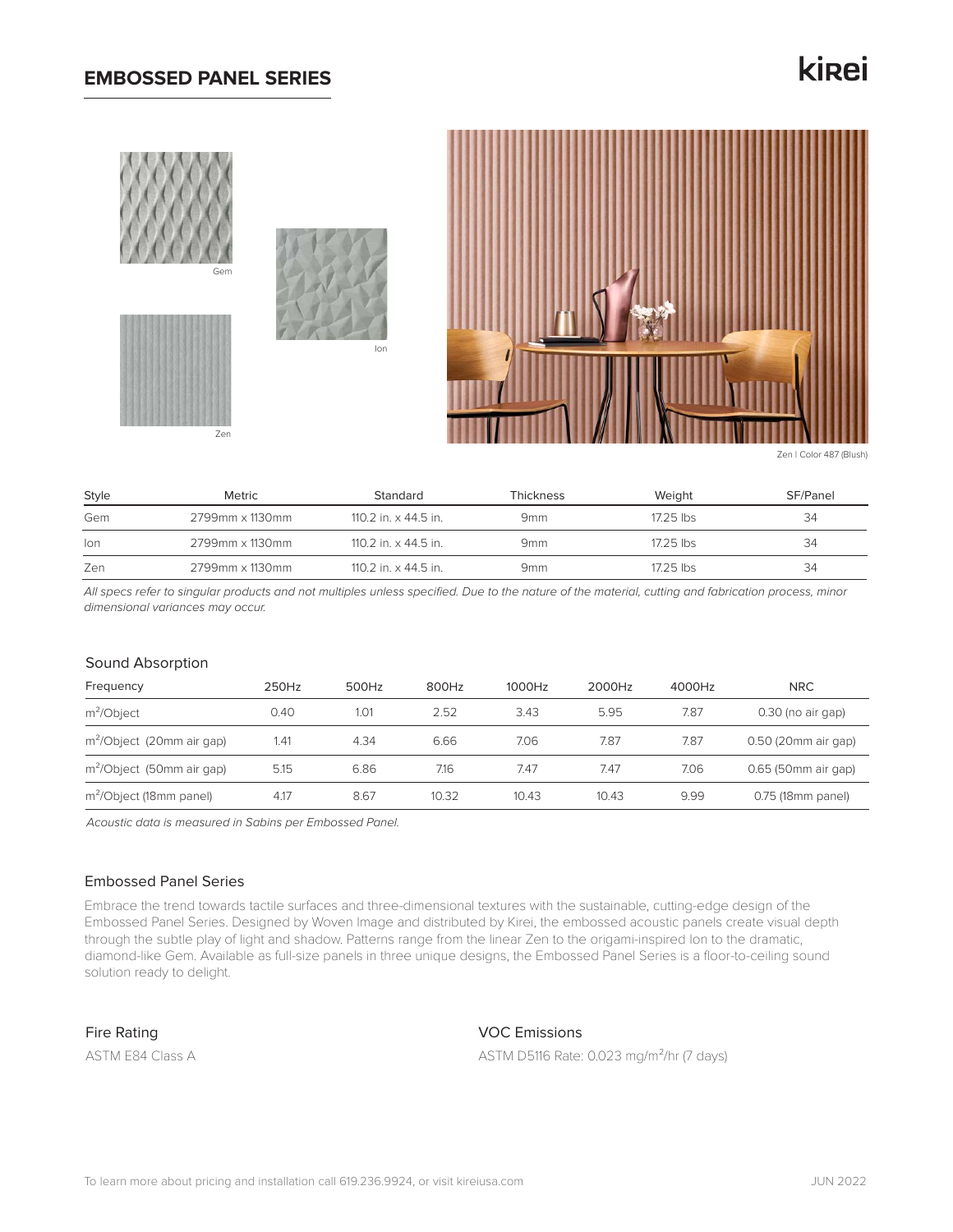# EMBOSSED PANEL SERIES

kirei

Gem

Ion

Zen

Zen | Color 487 (Blush)

| Style | Metric | Standard | Thickness | Weight | SF/Panel |
|---|---|---|---|---|---|
| Gem | 2799mm x 1130mm | 110.2 in. x 44.5 in. | 9mm | 17.25 lbs | 34 |
| Ion | 2799mm x 1130mm | 110.2 in. x 44.5 in. | 9mm | 17.25 lbs | 34 |
| Zen | 2799mm x 1130mm | 110.2 in. x 44.5 in. | 9mm | 17.25 lbs | 34 |

*All specs refer to singular products and not multiples unless specified. Due to the nature of the material, cutting and fabrication process, minor dimensional variances may occur.*

## Sound Absorption

| Frequency | 250Hz | 500Hz | 800Hz | 1000Hz | 2000Hz | 4000Hz | NRC |
|---|---|---|---|---|---|---|---|
| $m^2$/Object | 0.40 | 1.01 | 2.52 | 3.43 | 5.95 | 7.87 | 0.30 (no air gap) |
| $m^2$/Object (20mm air gap) | 1.41 | 4.34 | 6.66 | 7.06 | 7.87 | 7.87 | 0.50 (20mm air gap) |
| $m^2$/Object (50mm air gap) | 5.15 | 6.86 | 7.16 | 7.47 | 7.47 | 7.06 | 0.65 (50mm air gap) |
| $m^2$/Object (18mm panel) | 4.17 | 8.67 | 10.32 | 10.43 | 10.43 | 9.99 | 0.75 (18mm panel) |

*Acoustic data is measured in Sabins per Embossed Panel.*

## Embossed Panel Series

Embrace the trend towards tactile surfaces and three-dimensional textures with the sustainable, cutting-edge design of the Embossed Panel Series. Designed by Woven Image and distributed by Kirei, the embossed acoustic panels create visual depth through the subtle play of light and shadow. Patterns range from the linear Zen to the origami-inspired Ion to the dramatic, diamond-like Gem. Available as full-size panels in three unique designs, the Embossed Panel Series is a floor-to-ceiling sound solution ready to delight.

## Fire Rating

ASTM E84 Class A

## VOC Emissions

ASTM D5116 Rate: 0.023 mg/$m^2$/hr (7 days)

To learn more about pricing and installation call 619.236.9924, or visit kireiusa.com

JUN 2022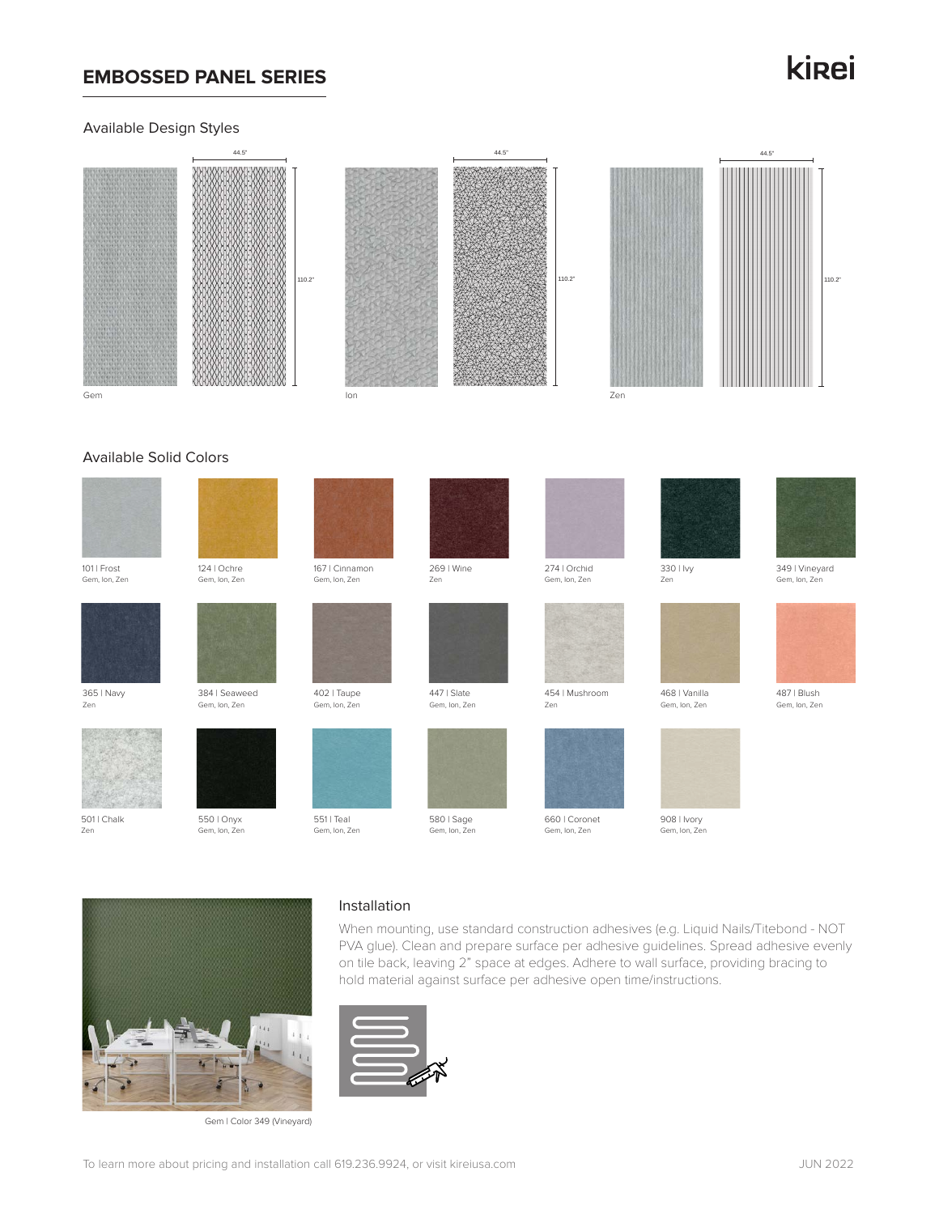## EMBOSSED PANEL SERIES

kirei

### Available Design Styles

44.5"

110.2"

Gem

44.5"

110.2"

Ion

44.5"

110.2"

Zen

### Available Solid Colors

101 | Frost
Gem, Ion, Zen

124 | Ochre
Gem, Ion, Zen

167 | Cinnamon
Gem, Ion, Zen

269 | Wine
Zen

274 | Orchid
Gem, Ion, Zen

330 | Ivy
Zen

349 | Vineyard
Gem, Ion, Zen

365 | Navy
Zen

384 | Seaweed
Gem, Ion, Zen

402 | Taupe
Gem, Ion, Zen

447 | Slate
Gem, Ion, Zen

454 | Mushroom
Zen

468 | Vanilla
Gem, Ion, Zen

487 | Blush
Gem, Ion, Zen

501 | Chalk
Zen

550 | Onyx
Gem, Ion, Zen

551 | Teal
Gem, Ion, Zen

580 | Sage
Gem, Ion, Zen

660 | Coronet
Gem, Ion, Zen

908 | Ivory
Gem, Ion, Zen

Gem | Color 349 (Vineyard)

### Installation

When mounting, use standard construction adhesives (e.g. Liquid Nails/Titebond - NOT PVA glue). Clean and prepare surface per adhesive guidelines. Spread adhesive evenly on tile back, leaving 2" space at edges. Adhere to wall surface, providing bracing to hold material against surface per adhesive open time/instructions.

To learn more about pricing and installation call 619.236.9924, or visit kireiusa.com

JUN 2022